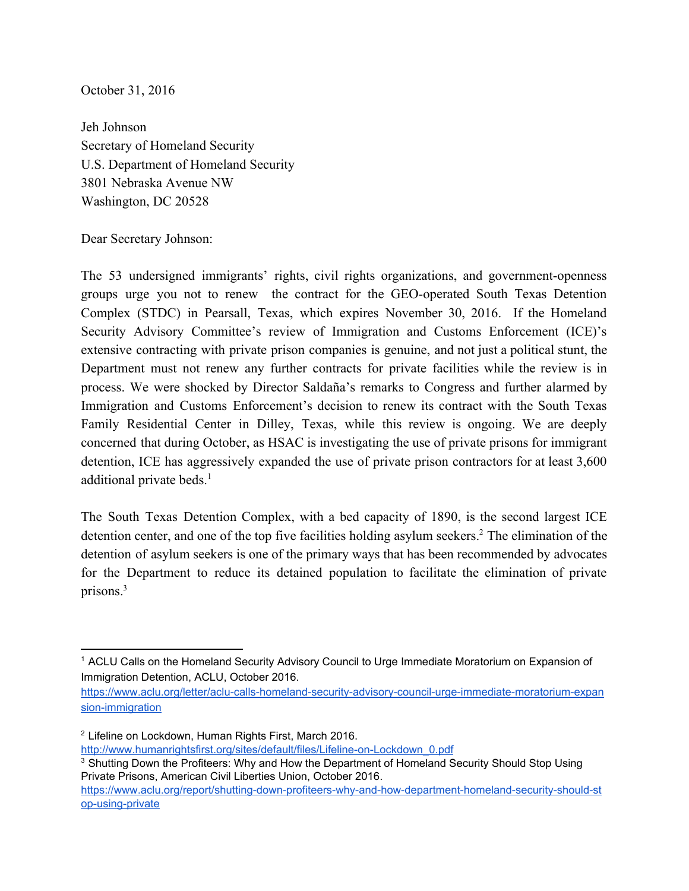October 31, 2016

Jeh Johnson
Secretary of Homeland Security
U.S. Department of Homeland Security
3801 Nebraska Avenue NW
Washington, DC 20528

Dear Secretary Johnson:

The 53 undersigned immigrants' rights, civil rights organizations, and government-openness groups urge you not to renew the contract for the GEO-operated South Texas Detention Complex (STDC) in Pearsall, Texas, which expires November 30, 2016. If the Homeland Security Advisory Committee's review of Immigration and Customs Enforcement (ICE)'s extensive contracting with private prison companies is genuine, and not just a political stunt, the Department must not renew any further contracts for private facilities while the review is in process. We were shocked by Director Saldaña's remarks to Congress and further alarmed by Immigration and Customs Enforcement's decision to renew its contract with the South Texas Family Residential Center in Dilley, Texas, while this review is ongoing. We are deeply concerned that during October, as HSAC is investigating the use of private prisons for immigrant detention, ICE has aggressively expanded the use of private prison contractors for at least 3,600 additional private beds.[1]

The South Texas Detention Complex, with a bed capacity of 1890, is the second largest ICE detention center, and one of the top five facilities holding asylum seekers.[2] The elimination of the detention of asylum seekers is one of the primary ways that has been recommended by advocates for the Department to reduce its detained population to facilitate the elimination of private prisons.[3]

---

[1] ACLU Calls on the Homeland Security Advisory Council to Urge Immediate Moratorium on Expansion of Immigration Detention, ACLU, October 2016. https://www.aclu.org/letter/aclu-calls-homeland-security-advisory-council-urge-immediate-moratorium-expansion-immigration

[2] Lifeline on Lockdown, Human Rights First, March 2016. http://www.humanrightsfirst.org/sites/default/files/Lifeline-on-Lockdown_0.pdf

[3] Shutting Down the Profiteers: Why and How the Department of Homeland Security Should Stop Using Private Prisons, American Civil Liberties Union, October 2016. https://www.aclu.org/report/shutting-down-profiteers-why-and-how-department-homeland-security-should-stop-using-private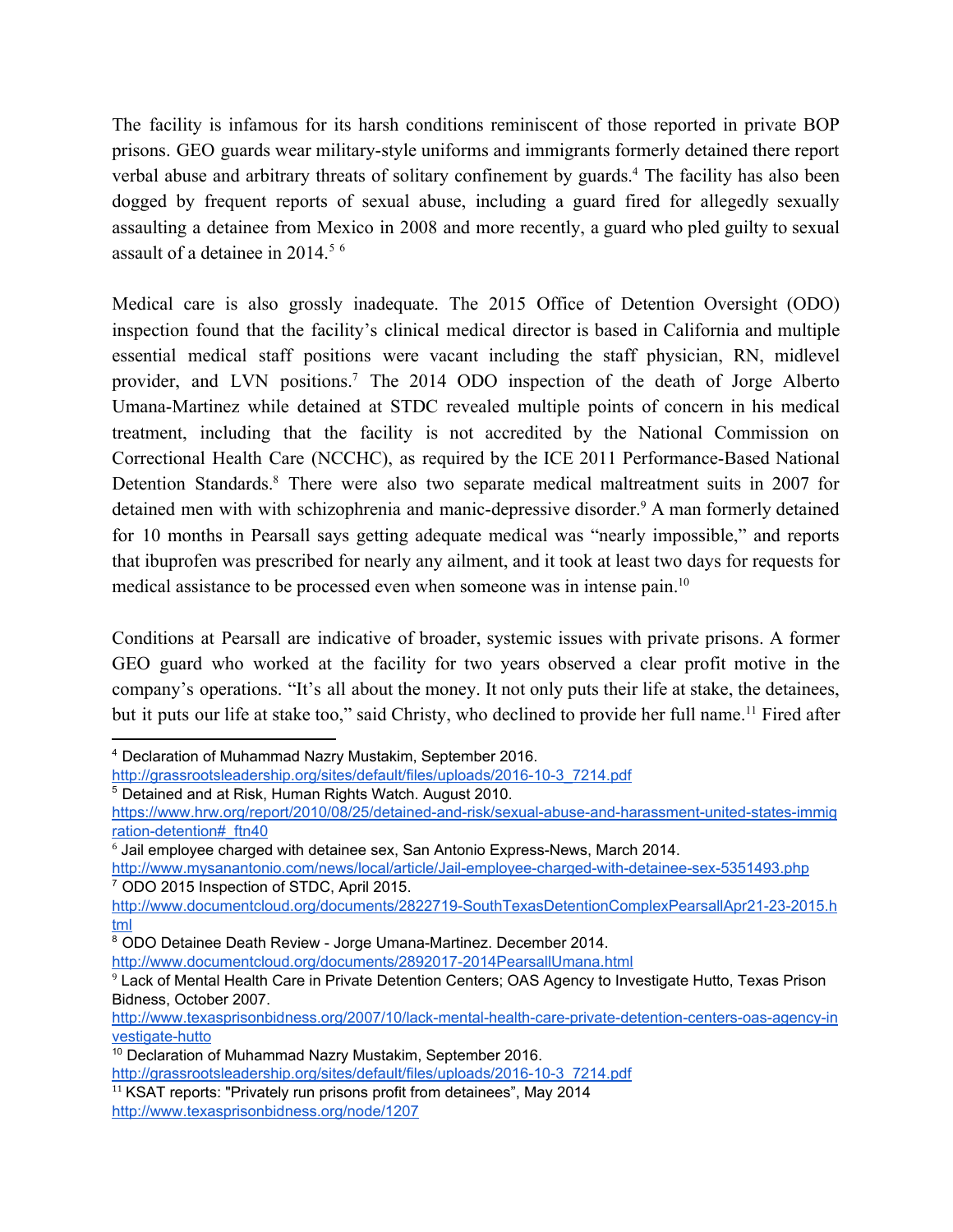The facility is infamous for its harsh conditions reminiscent of those reported in private BOP prisons. GEO guards wear military-style uniforms and immigrants formerly detained there report verbal abuse and arbitrary threats of solitary confinement by guards.[4] The facility has also been dogged by frequent reports of sexual abuse, including a guard fired for allegedly sexually assaulting a detainee from Mexico in 2008 and more recently, a guard who pled guilty to sexual assault of a detainee in 2014.[5] [6]

Medical care is also grossly inadequate. The 2015 Office of Detention Oversight (ODO) inspection found that the facility's clinical medical director is based in California and multiple essential medical staff positions were vacant including the staff physician, RN, midlevel provider, and LVN positions.[7] The 2014 ODO inspection of the death of Jorge Alberto Umana-Martinez while detained at STDC revealed multiple points of concern in his medical treatment, including that the facility is not accredited by the National Commission on Correctional Health Care (NCCHC), as required by the ICE 2011 Performance-Based National Detention Standards.[8] There were also two separate medical maltreatment suits in 2007 for detained men with with schizophrenia and manic-depressive disorder.[9] A man formerly detained for 10 months in Pearsall says getting adequate medical was "nearly impossible," and reports that ibuprofen was prescribed for nearly any ailment, and it took at least two days for requests for medical assistance to be processed even when someone was in intense pain.[10]

Conditions at Pearsall are indicative of broader, systemic issues with private prisons. A former GEO guard who worked at the facility for two years observed a clear profit motive in the company's operations. "It's all about the money. It not only puts their life at stake, the detainees, but it puts our life at stake too," said Christy, who declined to provide her full name.[11] Fired after

---

[4] Declaration of Muhammad Nazry Mustakim, September 2016. http://grassrootsleadership.org/sites/default/files/uploads/2016-10-3_7214.pdf

[5] Detained and at Risk, Human Rights Watch. August 2010. https://www.hrw.org/report/2010/08/25/detained-and-risk/sexual-abuse-and-harassment-united-states-immigration-detention#_ftn40

[6] Jail employee charged with detainee sex, San Antonio Express-News, March 2014. http://www.mysanantonio.com/news/local/article/Jail-employee-charged-with-detainee-sex-5351493.php

[7] ODO 2015 Inspection of STDC, April 2015. http://www.documentcloud.org/documents/2822719-SouthTexasDetentionComplexPearsallApr21-23-2015.html

[8] ODO Detainee Death Review - Jorge Umana-Martinez. December 2014. http://www.documentcloud.org/documents/2892017-2014PearsallUmana.html

[9] Lack of Mental Health Care in Private Detention Centers; OAS Agency to Investigate Hutto, Texas Prison Bidness, October 2007. http://www.texasprisonbidness.org/2007/10/lack-mental-health-care-private-detention-centers-oas-agency-investigate-hutto

[10] Declaration of Muhammad Nazry Mustakim, September 2016. http://grassrootsleadership.org/sites/default/files/uploads/2016-10-3_7214.pdf

[11] KSAT reports: "Privately run prisons profit from detainees", May 2014 http://www.texasprisonbidness.org/node/1207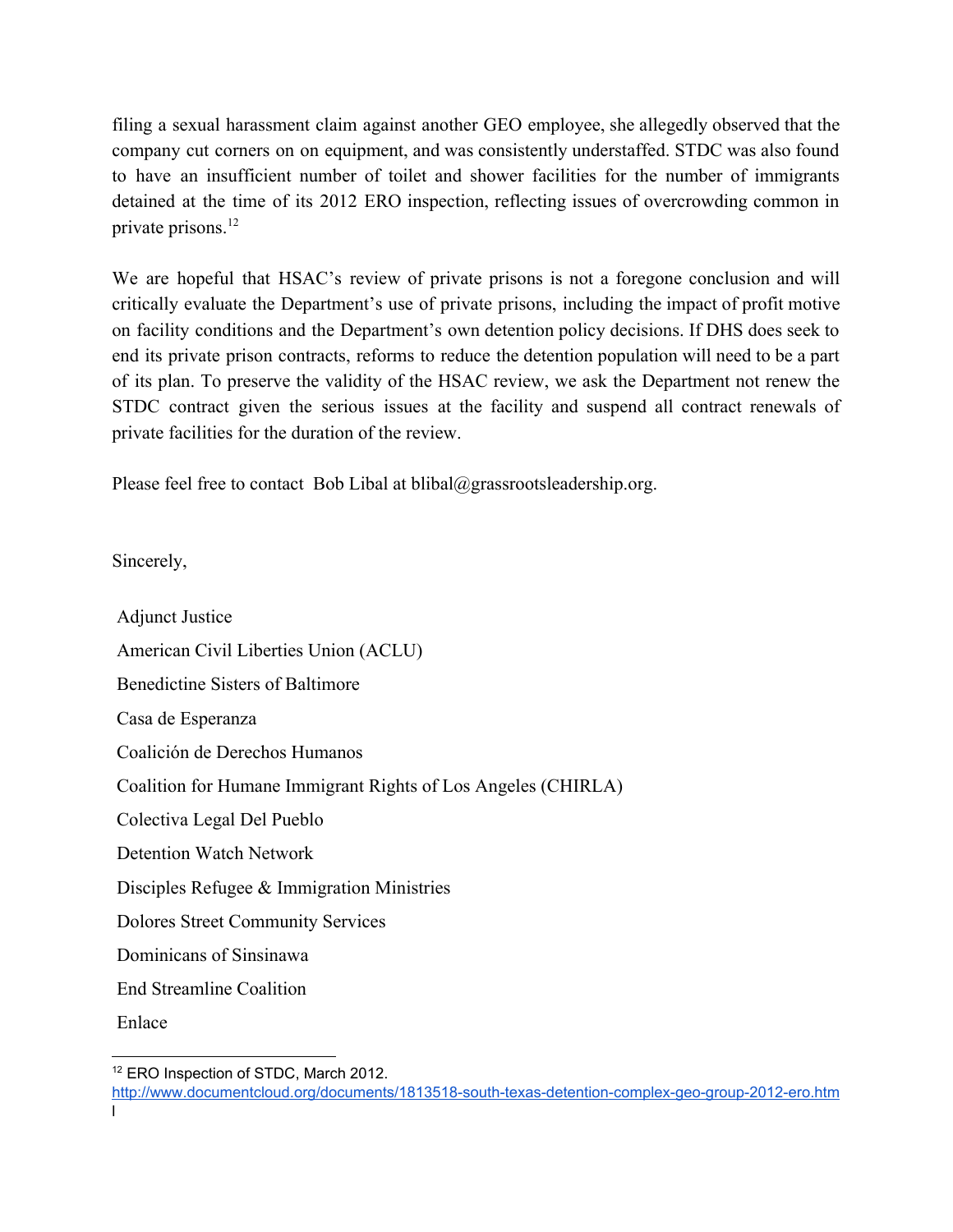filing a sexual harassment claim against another GEO employee, she allegedly observed that the company cut corners on on equipment, and was consistently understaffed. STDC was also found to have an insufficient number of toilet and shower facilities for the number of immigrants detained at the time of its 2012 ERO inspection, reflecting issues of overcrowding common in private prisons.[12]

We are hopeful that HSAC's review of private prisons is not a foregone conclusion and will critically evaluate the Department's use of private prisons, including the impact of profit motive on facility conditions and the Department's own detention policy decisions. If DHS does seek to end its private prison contracts, reforms to reduce the detention population will need to be a part of its plan. To preserve the validity of the HSAC review, we ask the Department not renew the STDC contract given the serious issues at the facility and suspend all contract renewals of private facilities for the duration of the review.

Please feel free to contact Bob Libal at blibal@grassrootsleadership.org.

Sincerely,

Adjunct Justice

American Civil Liberties Union (ACLU)

Benedictine Sisters of Baltimore

Casa de Esperanza

Coalición de Derechos Humanos

Coalition for Humane Immigrant Rights of Los Angeles (CHIRLA)

Colectiva Legal Del Pueblo

Detention Watch Network

Disciples Refugee & Immigration Ministries

Dolores Street Community Services

Dominicans of Sinsinawa

End Streamline Coalition

Enlace

---

[12] ERO Inspection of STDC, March 2012. http://www.documentcloud.org/documents/1813518-south-texas-detention-complex-geo-group-2012-ero.html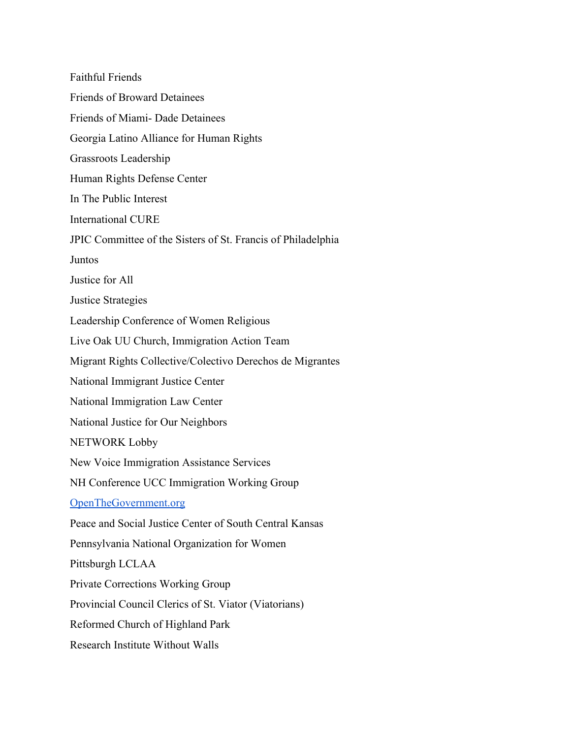Faithful Friends

Friends of Broward Detainees

Friends of Miami- Dade Detainees

Georgia Latino Alliance for Human Rights

Grassroots Leadership

Human Rights Defense Center

In The Public Interest

International CURE

JPIC Committee of the Sisters of St. Francis of Philadelphia

Juntos

Justice for All

Justice Strategies

Leadership Conference of Women Religious

Live Oak UU Church, Immigration Action Team

Migrant Rights Collective/Colectivo Derechos de Migrantes

National Immigrant Justice Center

National Immigration Law Center

National Justice for Our Neighbors

NETWORK Lobby

New Voice Immigration Assistance Services

NH Conference UCC Immigration Working Group

OpenTheGovernment.org

Peace and Social Justice Center of South Central Kansas

Pennsylvania National Organization for Women

Pittsburgh LCLAA

Private Corrections Working Group

Provincial Council Clerics of St. Viator (Viatorians)

Reformed Church of Highland Park

Research Institute Without Walls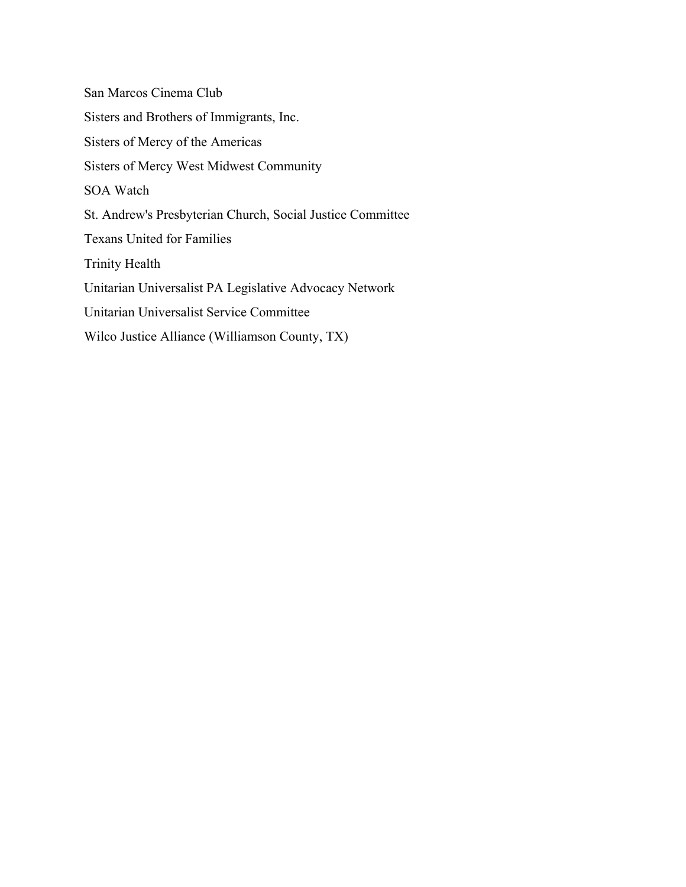San Marcos Cinema Club

Sisters and Brothers of Immigrants, Inc.

Sisters of Mercy of the Americas

Sisters of Mercy West Midwest Community

SOA Watch

St. Andrew's Presbyterian Church, Social Justice Committee

Texans United for Families

Trinity Health

Unitarian Universalist PA Legislative Advocacy Network

Unitarian Universalist Service Committee

Wilco Justice Alliance (Williamson County, TX)